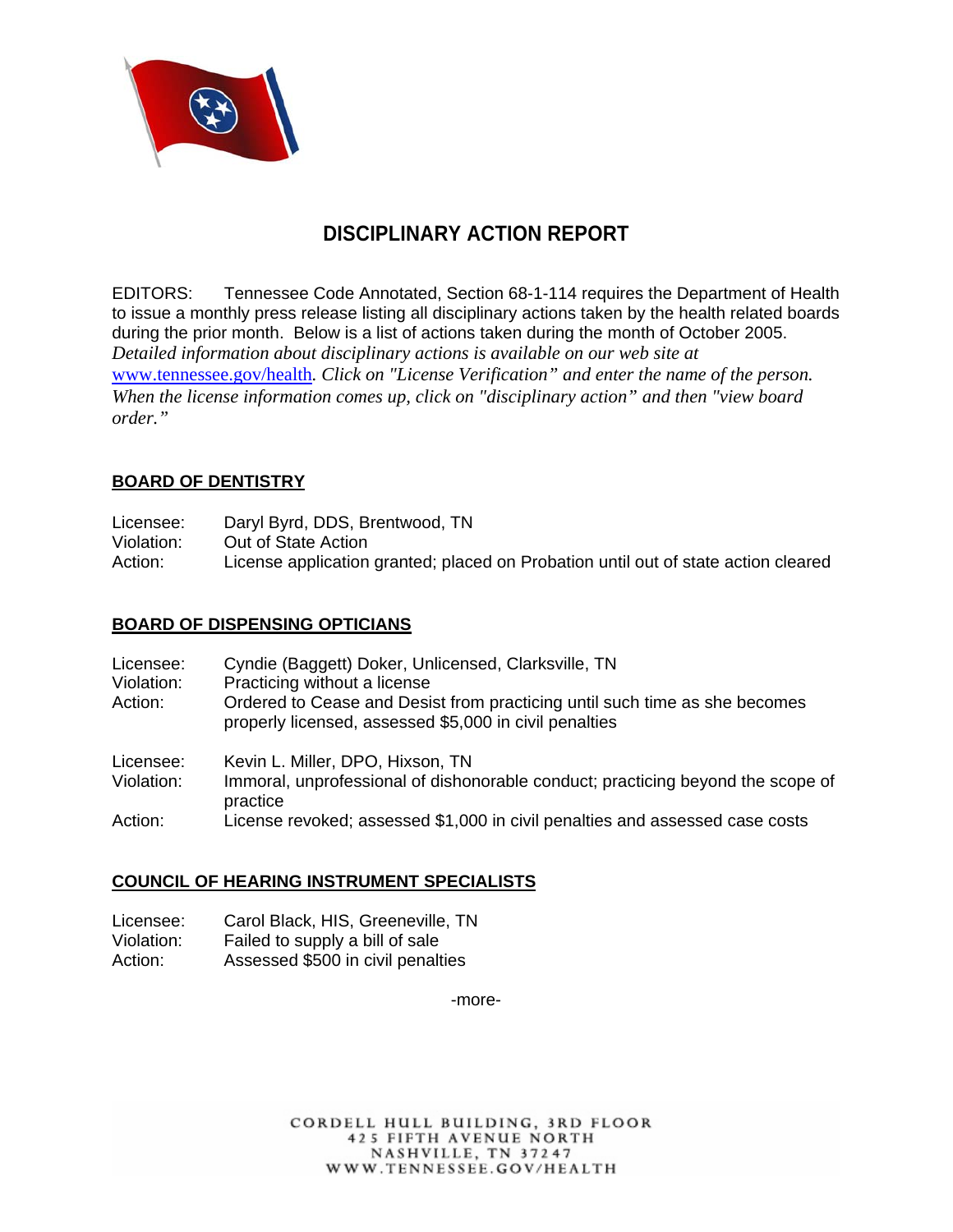# DISCIPLINARY ACTION REPORT

EDITORS: Tennessee Code Annotated, Section 68-1-114 requires the Department of Health to issue a monthly press release listing all disciplinary actions taken by the health related boards during the prior month. Below is a list of actions taken during the month of October 2005. *Detailed information about disciplinary actions is available on our web site at* [www.tennessee.gov/health](http://www.tennessee.gov/health). *Click on "License Verification" and enter the name of the person. When the license information comes up, click on "disciplinary action" and then "view board order."*

## BOARD OF DENTISTRY

Licensee: Daryl Byrd, DDS, Brentwood, TN
Violation: Out of State Action
Action: License application granted; placed on Probation until out of state action cleared

## BOARD OF DISPENSING OPTICIANS

Licensee: Cyndie (Baggett) Doker, Unlicensed, Clarksville, TN
Violation: Practicing without a license
Action: Ordered to Cease and Desist from practicing until such time as she becomes properly licensed, assessed $5,000 in civil penalties

Licensee: Kevin L. Miller, DPO, Hixson, TN
Violation: Immoral, unprofessional of dishonorable conduct; practicing beyond the scope of practice
Action: License revoked; assessed $1,000 in civil penalties and assessed case costs

## COUNCIL OF HEARING INSTRUMENT SPECIALISTS

Licensee: Carol Black, HIS, Greeneville, TN
Violation: Failed to supply a bill of sale
Action: Assessed $500 in civil penalties

-more-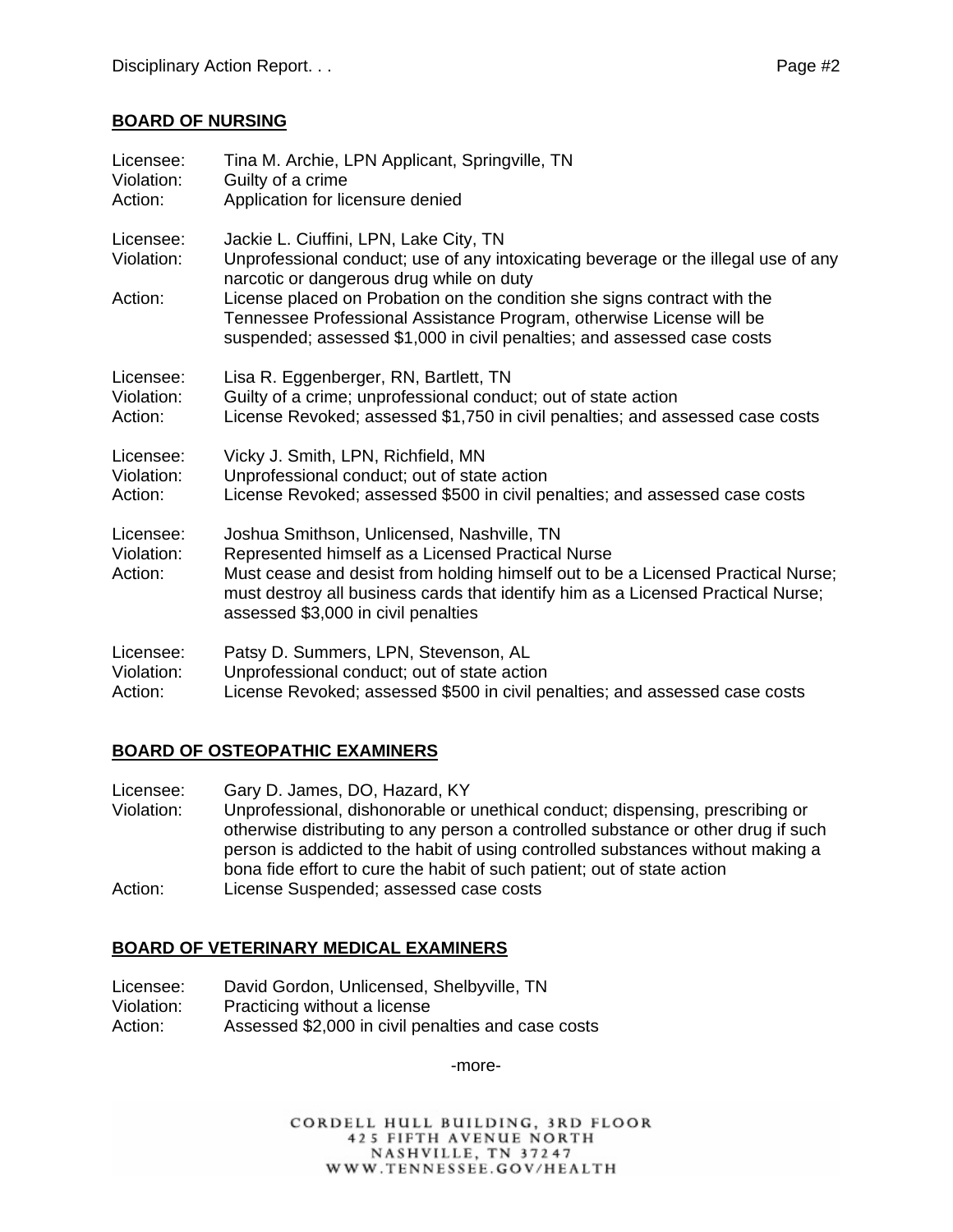## BOARD OF NURSING

Licensee: Tina M. Archie, LPN Applicant, Springville, TN
Violation: Guilty of a crime
Action: Application for licensure denied

Licensee: Jackie L. Ciuffini, LPN, Lake City, TN
Violation: Unprofessional conduct; use of any intoxicating beverage or the illegal use of any narcotic or dangerous drug while on duty
Action: License placed on Probation on the condition she signs contract with the Tennessee Professional Assistance Program, otherwise License will be suspended; assessed $1,000 in civil penalties; and assessed case costs

Licensee: Lisa R. Eggenberger, RN, Bartlett, TN
Violation: Guilty of a crime; unprofessional conduct; out of state action
Action: License Revoked; assessed $1,750 in civil penalties; and assessed case costs

Licensee: Vicky J. Smith, LPN, Richfield, MN
Violation: Unprofessional conduct; out of state action
Action: License Revoked; assessed $500 in civil penalties; and assessed case costs

Licensee: Joshua Smithson, Unlicensed, Nashville, TN
Violation: Represented himself as a Licensed Practical Nurse
Action: Must cease and desist from holding himself out to be a Licensed Practical Nurse; must destroy all business cards that identify him as a Licensed Practical Nurse; assessed $3,000 in civil penalties

Licensee: Patsy D. Summers, LPN, Stevenson, AL
Violation: Unprofessional conduct; out of state action
Action: License Revoked; assessed $500 in civil penalties; and assessed case costs

## BOARD OF OSTEOPATHIC EXAMINERS

Licensee: Gary D. James, DO, Hazard, KY
Violation: Unprofessional, dishonorable or unethical conduct; dispensing, prescribing or otherwise distributing to any person a controlled substance or other drug if such person is addicted to the habit of using controlled substances without making a bona fide effort to cure the habit of such patient; out of state action
Action: License Suspended; assessed case costs

## BOARD OF VETERINARY MEDICAL EXAMINERS

Licensee: David Gordon, Unlicensed, Shelbyville, TN
Violation: Practicing without a license
Action: Assessed $2,000 in civil penalties and case costs

-more-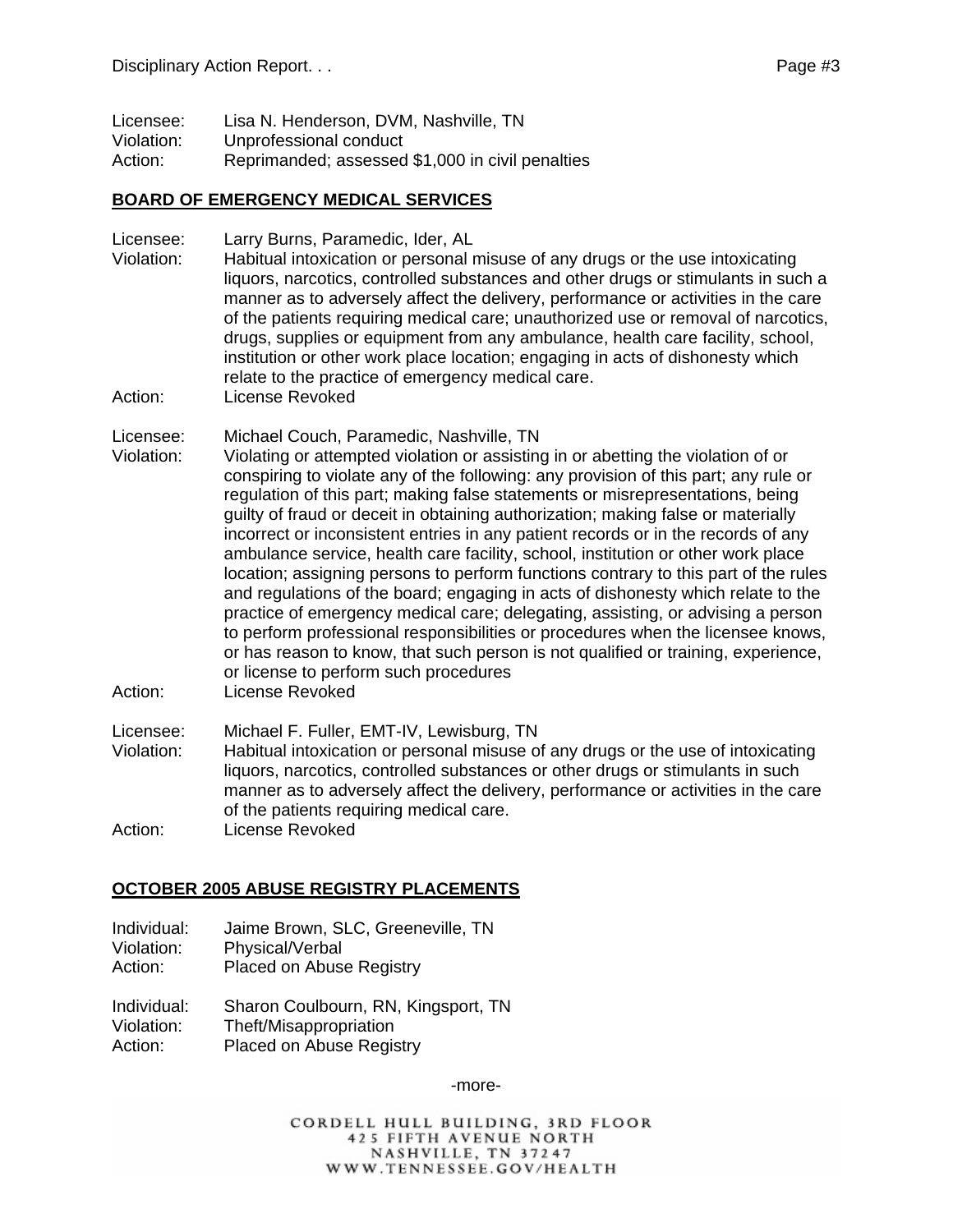Licensee: Lisa N. Henderson, DVM, Nashville, TN
Violation: Unprofessional conduct
Action: Reprimanded; assessed $1,000 in civil penalties

## BOARD OF EMERGENCY MEDICAL SERVICES

Licensee: Larry Burns, Paramedic, Ider, AL
Violation: Habitual intoxication or personal misuse of any drugs or the use intoxicating liquors, narcotics, controlled substances and other drugs or stimulants in such a manner as to adversely affect the delivery, performance or activities in the care of the patients requiring medical care; unauthorized use or removal of narcotics, drugs, supplies or equipment from any ambulance, health care facility, school, institution or other work place location; engaging in acts of dishonesty which relate to the practice of emergency medical care.
Action: License Revoked

Licensee: Michael Couch, Paramedic, Nashville, TN
Violation: Violating or attempted violation or assisting in or abetting the violation of or conspiring to violate any of the following: any provision of this part; any rule or regulation of this part; making false statements or misrepresentations, being guilty of fraud or deceit in obtaining authorization; making false or materially incorrect or inconsistent entries in any patient records or in the records of any ambulance service, health care facility, school, institution or other work place location; assigning persons to perform functions contrary to this part of the rules and regulations of the board; engaging in acts of dishonesty which relate to the practice of emergency medical care; delegating, assisting, or advising a person to perform professional responsibilities or procedures when the licensee knows, or has reason to know, that such person is not qualified or training, experience, or license to perform such procedures
Action: License Revoked

Licensee: Michael F. Fuller, EMT-IV, Lewisburg, TN
Violation: Habitual intoxication or personal misuse of any drugs or the use of intoxicating liquors, narcotics, controlled substances or other drugs or stimulants in such manner as to adversely affect the delivery, performance or activities in the care of the patients requiring medical care.
Action: License Revoked

## OCTOBER 2005 ABUSE REGISTRY PLACEMENTS

Individual: Jaime Brown, SLC, Greeneville, TN
Violation: Physical/Verbal
Action: Placed on Abuse Registry

Individual: Sharon Coulbourn, RN, Kingsport, TN
Violation: Theft/Misappropriation
Action: Placed on Abuse Registry

-more-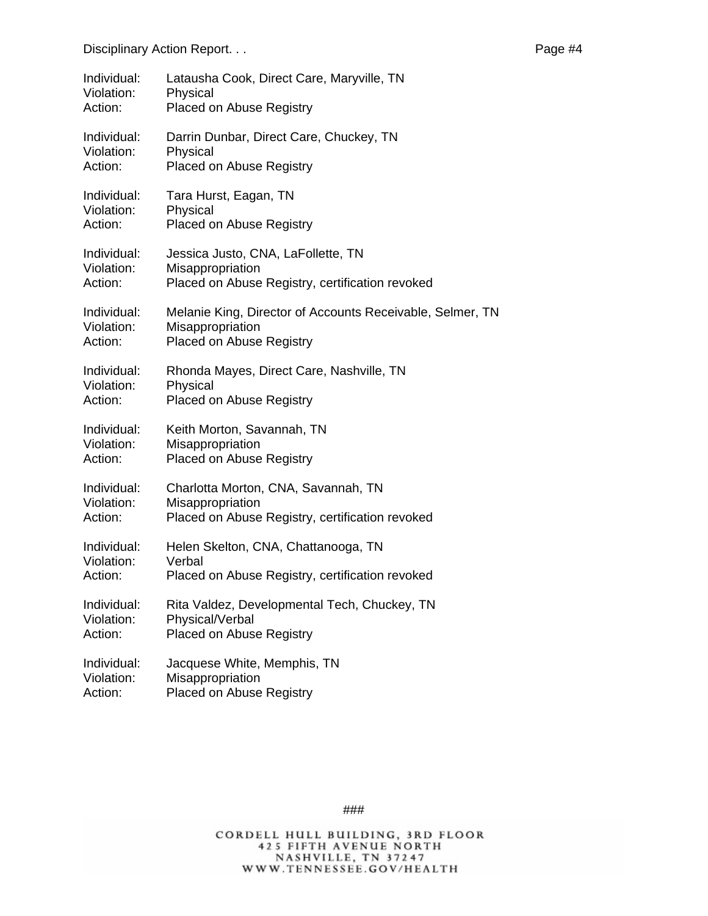Individual: Latausha Cook, Direct Care, Maryville, TN
Violation: Physical
Action: Placed on Abuse Registry

Individual: Darrin Dunbar, Direct Care, Chuckey, TN
Violation: Physical
Action: Placed on Abuse Registry

Individual: Tara Hurst, Eagan, TN
Violation: Physical
Action: Placed on Abuse Registry

Individual: Jessica Justo, CNA, LaFollette, TN
Violation: Misappropriation
Action: Placed on Abuse Registry, certification revoked

Individual: Melanie King, Director of Accounts Receivable, Selmer, TN
Violation: Misappropriation
Action: Placed on Abuse Registry

Individual: Rhonda Mayes, Direct Care, Nashville, TN
Violation: Physical
Action: Placed on Abuse Registry

Individual: Keith Morton, Savannah, TN
Violation: Misappropriation
Action: Placed on Abuse Registry

Individual: Charlotta Morton, CNA, Savannah, TN
Violation: Misappropriation
Action: Placed on Abuse Registry, certification revoked

Individual: Helen Skelton, CNA, Chattanooga, TN
Violation: Verbal
Action: Placed on Abuse Registry, certification revoked

Individual: Rita Valdez, Developmental Tech, Chuckey, TN
Violation: Physical/Verbal
Action: Placed on Abuse Registry

Individual: Jacquese White, Memphis, TN
Violation: Misappropriation
Action: Placed on Abuse Registry

###

CORDELL HULL BUILDING, 3RD FLOOR
425 FIFTH AVENUE NORTH
NASHVILLE, TN 37247
WWW.TENNESSEE.GOV/HEALTH